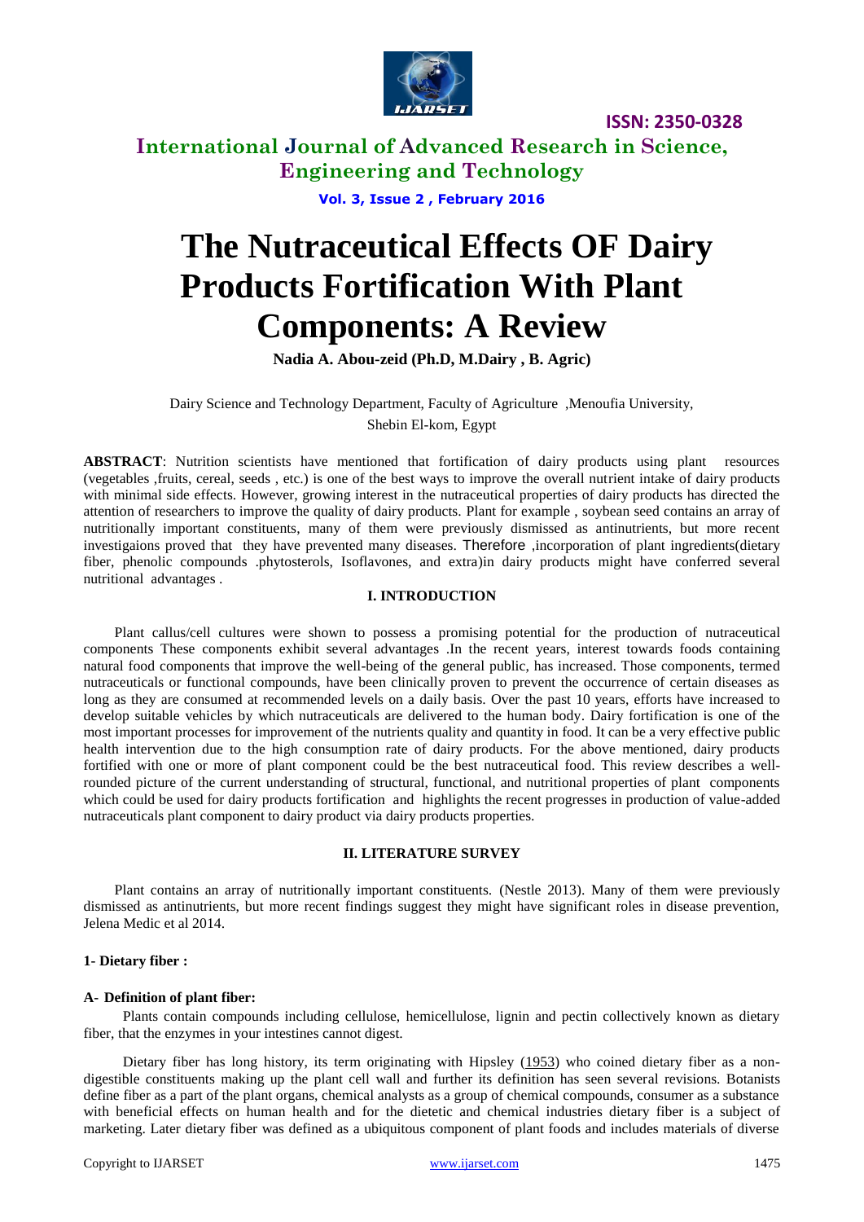# The Nutraceutical Effects OF Dairy Products Fortification With Plant Components: A Review

**Nadia A. Abou-zeid (Ph.D, M.Dairy , B. Agric)**

Dairy Science and Technology Department, Faculty of Agriculture ,Menoufia University, Shebin El-kom, Egypt

**ABSTRACT**: Nutrition scientists have mentioned that fortification of dairy products using plant resources (vegetables ,fruits, cereal, seeds , etc.) is one of the best ways to improve the overall nutrient intake of dairy products with minimal side effects. However, growing interest in the nutraceutical properties of dairy products has directed the attention of researchers to improve the quality of dairy products. Plant for example , soybean seed contains an array of nutritionally important constituents, many of them were previously dismissed as antinutrients, but more recent investigaions proved that they have prevented many diseases. Therefore ,incorporation of plant ingredients(dietary fiber, phenolic compounds .phytosterols, Isoflavones, and extra)in dairy products might have conferred several nutritional advantages .

## I. INTRODUCTION

Plant callus/cell cultures were shown to possess a promising potential for the production of nutraceutical components These components exhibit several advantages .In the recent years, interest towards foods containing natural food components that improve the well-being of the general public, has increased. Those components, termed nutraceuticals or functional compounds, have been clinically proven to prevent the occurrence of certain diseases as long as they are consumed at recommended levels on a daily basis. Over the past 10 years, efforts have increased to develop suitable vehicles by which nutraceuticals are delivered to the human body. Dairy fortification is one of the most important processes for improvement of the nutrients quality and quantity in food. It can be a very effective public health intervention due to the high consumption rate of dairy products. For the above mentioned, dairy products fortified with one or more of plant component could be the best nutraceutical food. This review describes a well-rounded picture of the current understanding of structural, functional, and nutritional properties of plant components which could be used for dairy products fortification and highlights the recent progresses in production of value-added nutraceuticals plant component to dairy product via dairy products properties.

## II. LITERATURE SURVEY

Plant contains an array of nutritionally important constituents. (Nestle 2013). Many of them were previously dismissed as antinutrients, but more recent findings suggest they might have significant roles in disease prevention, Jelena Medic et al 2014.

### 1- Dietary fiber :

#### A- Definition of plant fiber:

Plants contain compounds including cellulose, hemicellulose, lignin and pectin collectively known as dietary fiber, that the enzymes in your intestines cannot digest.

Dietary fiber has long history, its term originating with Hipsley (1953) who coined dietary fiber as a non-digestible constituents making up the plant cell wall and further its definition has seen several revisions. Botanists define fiber as a part of the plant organs, chemical analysts as a group of chemical compounds, consumer as a substance with beneficial effects on human health and for the dietetic and chemical industries dietary fiber is a subject of marketing. Later dietary fiber was defined as a ubiquitous component of plant foods and includes materials of diverse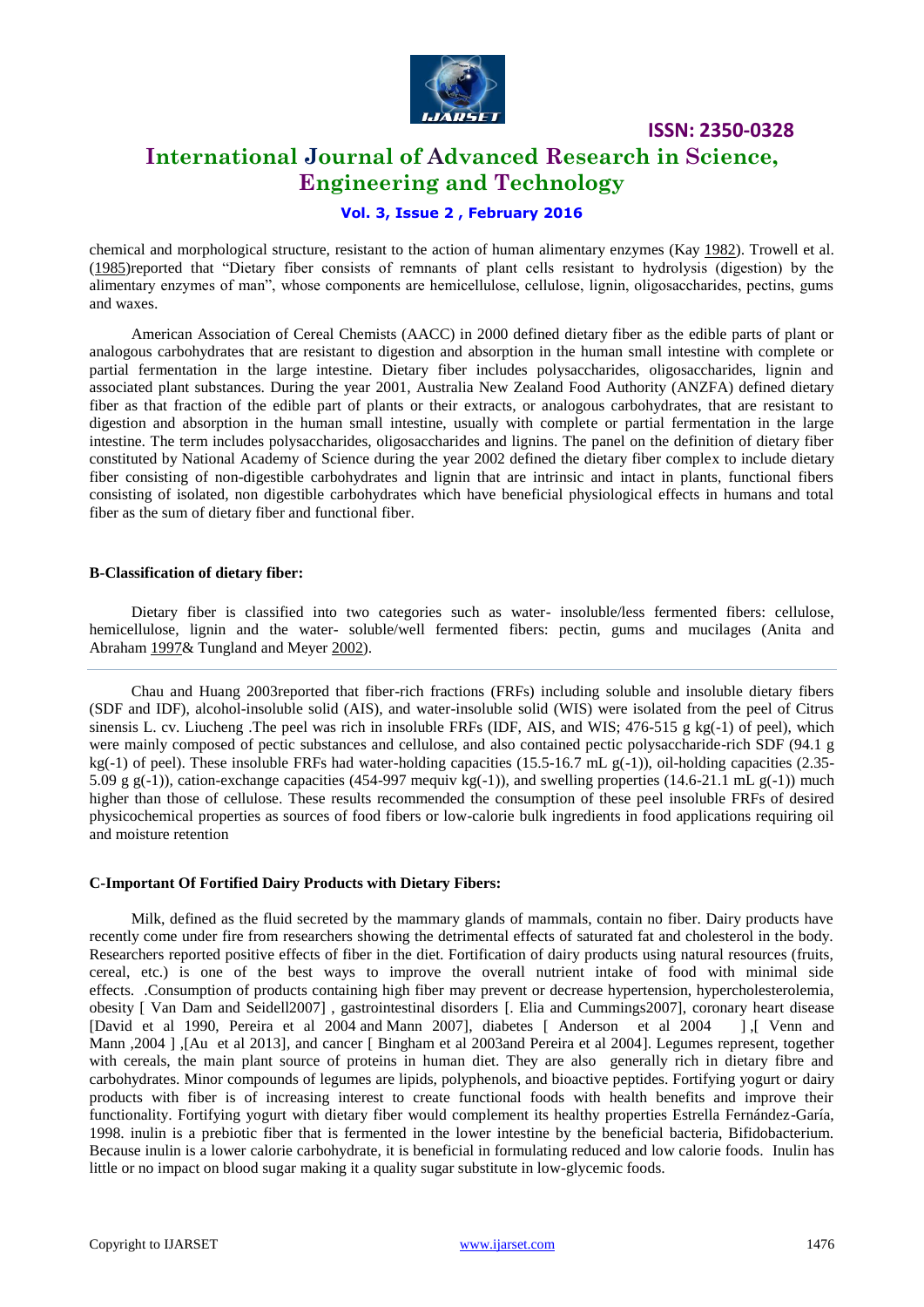chemical and morphological structure, resistant to the action of human alimentary enzymes (Kay 1982). Trowell et al. (1985)reported that "Dietary fiber consists of remnants of plant cells resistant to hydrolysis (digestion) by the alimentary enzymes of man", whose components are hemicellulose, cellulose, lignin, oligosaccharides, pectins, gums and waxes.

American Association of Cereal Chemists (AACC) in 2000 defined dietary fiber as the edible parts of plant or analogous carbohydrates that are resistant to digestion and absorption in the human small intestine with complete or partial fermentation in the large intestine. Dietary fiber includes polysaccharides, oligosaccharides, lignin and associated plant substances. During the year 2001, Australia New Zealand Food Authority (ANZFA) defined dietary fiber as that fraction of the edible part of plants or their extracts, or analogous carbohydrates, that are resistant to digestion and absorption in the human small intestine, usually with complete or partial fermentation in the large intestine. The term includes polysaccharides, oligosaccharides and lignins. The panel on the definition of dietary fiber constituted by National Academy of Science during the year 2002 defined the dietary fiber complex to include dietary fiber consisting of non-digestible carbohydrates and lignin that are intrinsic and intact in plants, functional fibers consisting of isolated, non digestible carbohydrates which have beneficial physiological effects in humans and total fiber as the sum of dietary fiber and functional fiber.

**B-Classification of dietary fiber:**

Dietary fiber is classified into two categories such as water- insoluble/less fermented fibers: cellulose, hemicellulose, lignin and the water- soluble/well fermented fibers: pectin, gums and mucilages (Anita and Abraham 1997& Tungland and Meyer 2002).

Chau and Huang 2003reported that fiber-rich fractions (FRFs) including soluble and insoluble dietary fibers (SDF and IDF), alcohol-insoluble solid (AIS), and water-insoluble solid (WIS) were isolated from the peel of Citrus sinensis L. cv. Liucheng .The peel was rich in insoluble FRFs (IDF, AIS, and WIS; 476-515 g kg(-1) of peel), which were mainly composed of pectic substances and cellulose, and also contained pectic polysaccharide-rich SDF (94.1 g kg(-1) of peel). These insoluble FRFs had water-holding capacities (15.5-16.7 mL g(-1)), oil-holding capacities (2.35-5.09 g g(-1)), cation-exchange capacities (454-997 mequiv kg(-1)), and swelling properties (14.6-21.1 mL g(-1)) much higher than those of cellulose. These results recommended the consumption of these peel insoluble FRFs of desired physicochemical properties as sources of food fibers or low-calorie bulk ingredients in food applications requiring oil and moisture retention

**C-Important Of Fortified Dairy Products with Dietary Fibers:**

Milk, defined as the fluid secreted by the mammary glands of mammals, contain no fiber. Dairy products have recently come under fire from researchers showing the detrimental effects of saturated fat and cholesterol in the body. Researchers reported positive effects of fiber in the diet. Fortification of dairy products using natural resources (fruits, cereal, etc.) is one of the best ways to improve the overall nutrient intake of food with minimal side effects. .Consumption of products containing high fiber may prevent or decrease hypertension, hypercholesterolemia, obesity [ Van Dam and Seidell2007] , gastrointestinal disorders [. Elia and Cummings2007], coronary heart disease [David et al 1990, Pereira et al 2004 and Mann 2007], diabetes [ Anderson et al 2004 ] ,[ Venn and Mann ,2004 ] ,[Au et al 2013], and cancer [ Bingham et al 2003and Pereira et al 2004]. Legumes represent, together with cereals, the main plant source of proteins in human diet. They are also generally rich in dietary fibre and carbohydrates. Minor compounds of legumes are lipids, polyphenols, and bioactive peptides. Fortifying yogurt or dairy products with fiber is of increasing interest to create functional foods with health benefits and improve their functionality. Fortifying yogurt with dietary fiber would complement its healthy properties Estrella Fernández-García, 1998. inulin is a prebiotic fiber that is fermented in the lower intestine by the beneficial bacteria, Bifidobacterium. Because inulin is a lower calorie carbohydrate, it is beneficial in formulating reduced and low calorie foods. Inulin has little or no impact on blood sugar making it a quality sugar substitute in low-glycemic foods.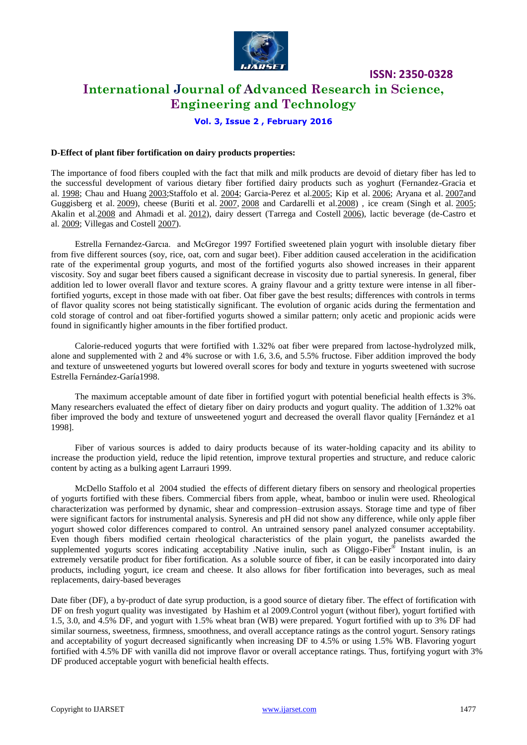**D-Effect of plant fiber fortification on dairy products properties:**

The importance of food fibers coupled with the fact that milk and milk products are devoid of dietary fiber has led to the successful development of various dietary fiber fortified dairy products such as yoghurt (Fernandez-Gracia et al. 1998; Chau and Huang 2003;Staffolo et al. 2004; Garcia-Perez et al.2005; Kip et al. 2006; Aryana et al. 2007and Guggisberg et al. 2009), cheese (Buriti et al. 2007, 2008 and Cardarelli et al.2008) , ice cream (Singh et al. 2005; Akalin et al.2008 and Ahmadi et al. 2012), dairy dessert (Tarrega and Costell 2006), lactic beverage (de-Castro et al. 2009; Villegas and Costell 2007).

Estrella Fernandez-Garcıa. and McGregor 1997 Fortified sweetened plain yogurt with insoluble dietary fiber from five different sources (soy, rice, oat, corn and sugar beet). Fiber addition caused acceleration in the acidification rate of the experimental group yogurts, and most of the fortified yogurts also showed increases in their apparent viscosity. Soy and sugar beet fibers caused a significant decrease in viscosity due to partial syneresis. In general, fiber addition led to lower overall flavor and texture scores. A grainy flavour and a gritty texture were intense in all fiber-fortified yogurts, except in those made with oat fiber. Oat fiber gave the best results; differences with controls in terms of flavor quality scores not being statistically significant. The evolution of organic acids during the fermentation and cold storage of control and oat fiber-fortified yogurts showed a similar pattern; only acetic and propionic acids were found in significantly higher amounts in the fiber fortified product.

Calorie-reduced yogurts that were fortified with 1.32% oat fiber were prepared from lactose-hydrolyzed milk, alone and supplemented with 2 and 4% sucrose or with 1.6, 3.6, and 5.5% fructose. Fiber addition improved the body and texture of unsweetened yogurts but lowered overall scores for body and texture in yogurts sweetened with sucrose Estrella Fernández-Garía1998.

The maximum acceptable amount of date fiber in fortified yogurt with potential beneficial health effects is 3%. Many researchers evaluated the effect of dietary fiber on dairy products and yogurt quality. The addition of 1.32% oat fiber improved the body and texture of unsweetened yogurt and decreased the overall flavor quality [Fernández et a1 1998].

Fiber of various sources is added to dairy products because of its water-holding capacity and its ability to increase the production yield, reduce the lipid retention, improve textural properties and structure, and reduce caloric content by acting as a bulking agent Larrauri 1999.

McDello Staffolo et al 2004 studied the effects of different dietary fibers on sensory and rheological properties of yogurts fortified with these fibers. Commercial fibers from apple, wheat, bamboo or inulin were used. Rheological characterization was performed by dynamic, shear and compression–extrusion assays. Storage time and type of fiber were significant factors for instrumental analysis. Syneresis and pH did not show any difference, while only apple fiber yogurt showed color differences compared to control. An untrained sensory panel analyzed consumer acceptability. Even though fibers modified certain rheological characteristics of the plain yogurt, the panelists awarded the supplemented yogurts scores indicating acceptability .Native inulin, such as Oliggo-Fiber® Instant inulin, is an extremely versatile product for fiber fortification. As a soluble source of fiber, it can be easily incorporated into dairy products, including yogurt, ice cream and cheese. It also allows for fiber fortification into beverages, such as meal replacements, dairy-based beverages

Date fiber (DF), a by-product of date syrup production, is a good source of dietary fiber. The effect of fortification with DF on fresh yogurt quality was investigated by Hashim et al 2009.Control yogurt (without fiber), yogurt fortified with 1.5, 3.0, and 4.5% DF, and yogurt with 1.5% wheat bran (WB) were prepared. Yogurt fortified with up to 3% DF had similar sourness, sweetness, firmness, smoothness, and overall acceptance ratings as the control yogurt. Sensory ratings and acceptability of yogurt decreased significantly when increasing DF to 4.5% or using 1.5% WB. Flavoring yogurt fortified with 4.5% DF with vanilla did not improve flavor or overall acceptance ratings. Thus, fortifying yogurt with 3% DF produced acceptable yogurt with beneficial health effects.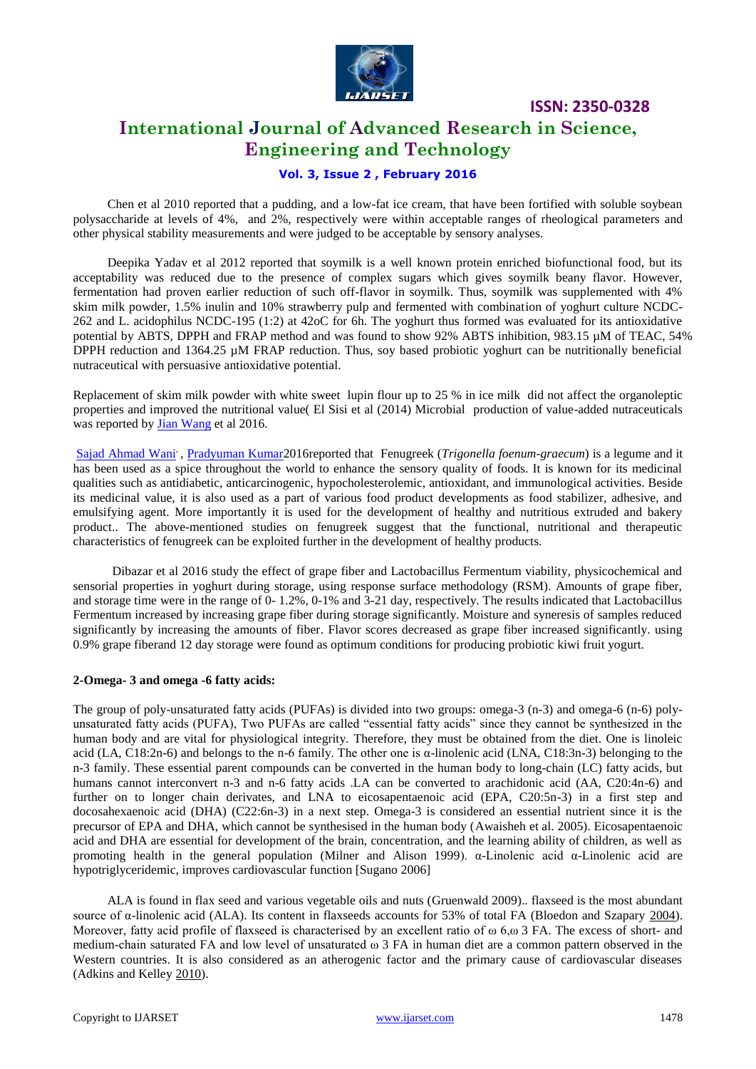Chen et al 2010 reported that a pudding, and a low-fat ice cream, that have been fortified with soluble soybean polysaccharide at levels of 4%, and 2%, respectively were within acceptable ranges of rheological parameters and other physical stability measurements and were judged to be acceptable by sensory analyses.

Deepika Yadav et al 2012 reported that soymilk is a well known protein enriched biofunctional food, but its acceptability was reduced due to the presence of complex sugars which gives soymilk beany flavor. However, fermentation had proven earlier reduction of such off-flavor in soymilk. Thus, soymilk was supplemented with 4% skim milk powder, 1.5% inulin and 10% strawberry pulp and fermented with combination of yoghurt culture NCDC-262 and L. acidophilus NCDC-195 (1:2) at 42oC for 6h. The yoghurt thus formed was evaluated for its antioxidative potential by ABTS, DPPH and FRAP method and was found to show 92% ABTS inhibition, 983.15 µM of TEAC, 54% DPPH reduction and 1364.25 µM FRAP reduction. Thus, soy based probiotic yoghurt can be nutritionally beneficial nutraceutical with persuasive antioxidative potential.

Replacement of skim milk powder with white sweet lupin flour up to 25 % in ice milk did not affect the organoleptic properties and improved the nutritional value( El Sisi et al (2014) Microbial production of value-added nutraceuticals was reported by Jian Wang et al 2016.

Sajad Ahmad Wani , Pradyuman Kumar2016reported that Fenugreek (*Trigonella foenum-graecum*) is a legume and it has been used as a spice throughout the world to enhance the sensory quality of foods. It is known for its medicinal qualities such as antidiabetic, anticarcinogenic, hypocholesterolemic, antioxidant, and immunological activities. Beside its medicinal value, it is also used as a part of various food product developments as food stabilizer, adhesive, and emulsifying agent. More importantly it is used for the development of healthy and nutritious extruded and bakery product.. The above-mentioned studies on fenugreek suggest that the functional, nutritional and therapeutic characteristics of fenugreek can be exploited further in the development of healthy products.

Dibazar et al 2016 study the effect of grape fiber and Lactobacillus Fermentum viability, physicochemical and sensorial properties in yoghurt during storage, using response surface methodology (RSM). Amounts of grape fiber, and storage time were in the range of 0- 1.2%, 0-1% and 3-21 day, respectively. The results indicated that Lactobacillus Fermentum increased by increasing grape fiber during storage significantly. Moisture and syneresis of samples reduced significantly by increasing the amounts of fiber. Flavor scores decreased as grape fiber increased significantly. using 0.9% grape fiberand 12 day storage were found as optimum conditions for producing probiotic kiwi fruit yogurt.

**2-Omega- 3 and omega -6 fatty acids:**

The group of poly-unsaturated fatty acids (PUFAs) is divided into two groups: omega-3 (n-3) and omega-6 (n-6) poly-unsaturated fatty acids (PUFA), Two PUFAs are called "essential fatty acids" since they cannot be synthesized in the human body and are vital for physiological integrity. Therefore, they must be obtained from the diet. One is linoleic acid (LA, C18:2n-6) and belongs to the n-6 family. The other one is α-linolenic acid (LNA, C18:3n-3) belonging to the n-3 family. These essential parent compounds can be converted in the human body to long-chain (LC) fatty acids, but humans cannot interconvert n-3 and n-6 fatty acids .LA can be converted to arachidonic acid (AA, C20:4n-6) and further on to longer chain derivates, and LNA to eicosapentaenoic acid (EPA, C20:5n-3) in a first step and docosahexaenoic acid (DHA) (C22:6n-3) in a next step. Omega-3 is considered an essential nutrient since it is the precursor of EPA and DHA, which cannot be synthesised in the human body (Awaisheh et al. 2005). Eicosapentaenoic acid and DHA are essential for development of the brain, concentration, and the learning ability of children, as well as promoting health in the general population (Milner and Alison 1999). α-Linolenic acid α-Linolenic acid are hypotriglyceridemic, improves cardiovascular function [Sugano 2006]

ALA is found in flax seed and various vegetable oils and nuts (Gruenwald 2009).. flaxseed is the most abundant source of α-linolenic acid (ALA). Its content in flaxseeds accounts for 53% of total FA (Bloedon and Szapary 2004). Moreover, fatty acid profile of flaxseed is characterised by an excellent ratio of ω 6,ω 3 FA. The excess of short- and medium-chain saturated FA and low level of unsaturated ω 3 FA in human diet are a common pattern observed in the Western countries. It is also considered as an atherogenic factor and the primary cause of cardiovascular diseases (Adkins and Kelley 2010).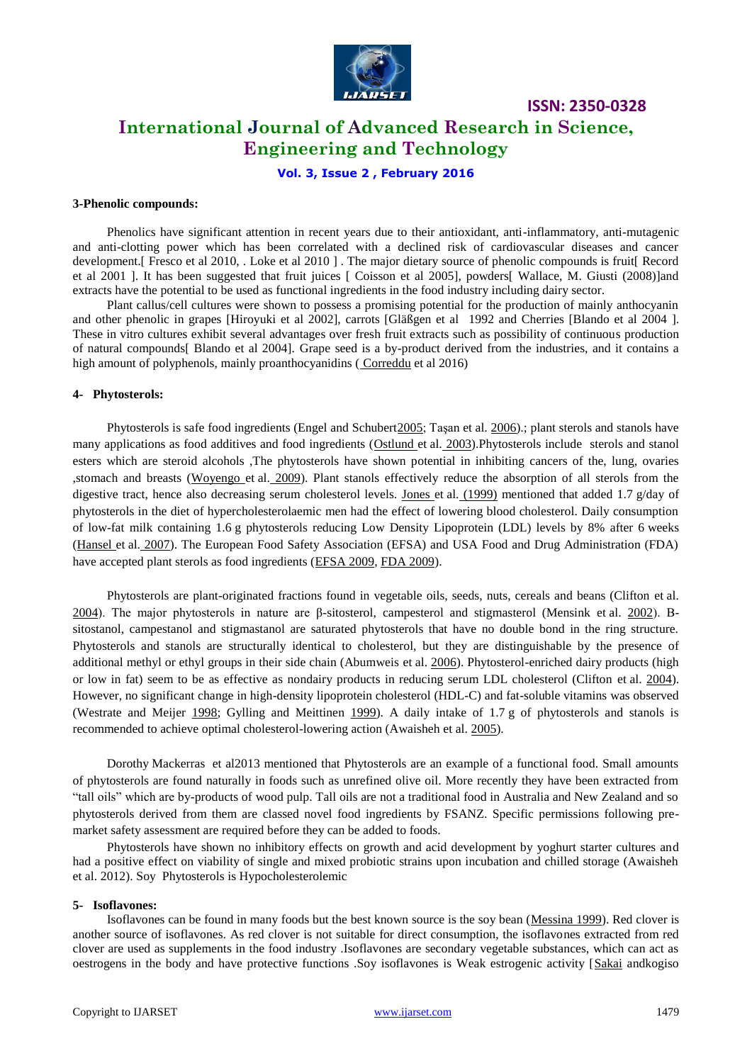**3-Phenolic compounds:**

Phenolics have significant attention in recent years due to their antioxidant, anti-inflammatory, anti-mutagenic and anti-clotting power which has been correlated with a declined risk of cardiovascular diseases and cancer development.[ Fresco et al 2010, . Loke et al 2010 ] . The major dietary source of phenolic compounds is fruit[ Record et al 2001 ]. It has been suggested that fruit juices [ Coisson et al 2005], powders[ Wallace, M. Giusti (2008)]and extracts have the potential to be used as functional ingredients in the food industry including dairy sector.

Plant callus/cell cultures were shown to possess a promising potential for the production of mainly anthocyanin and other phenolic in grapes [Hiroyuki et al 2002], carrots [Gläßgen et al 1992 and Cherries [Blando et al 2004 ]. These in vitro cultures exhibit several advantages over fresh fruit extracts such as possibility of continuous production of natural compounds[ Blando et al 2004]. Grape seed is a by-product derived from the industries, and it contains a high amount of polyphenols, mainly proanthocyanidins ( Correddu et al 2016)

**4- Phytosterols:**

Phytosterols is safe food ingredients (Engel and Schubert2005; Taşan et al. 2006).; plant sterols and stanols have many applications as food additives and food ingredients (Ostlund et al. 2003).Phytosterols include sterols and stanol esters which are steroid alcohols ,The phytosterols have shown potential in inhibiting cancers of the, lung, ovaries ,stomach and breasts (Woyengo et al. 2009). Plant stanols effectively reduce the absorption of all sterols from the digestive tract, hence also decreasing serum cholesterol levels. Jones et al. (1999) mentioned that added 1.7 g/day of phytosterols in the diet of hypercholesterolaemic men had the effect of lowering blood cholesterol. Daily consumption of low-fat milk containing 1.6 g phytosterols reducing Low Density Lipoprotein (LDL) levels by 8% after 6 weeks (Hansel et al. 2007). The European Food Safety Association (EFSA) and USA Food and Drug Administration (FDA) have accepted plant sterols as food ingredients (EFSA 2009, FDA 2009).

Phytosterols are plant-originated fractions found in vegetable oils, seeds, nuts, cereals and beans (Clifton et al. 2004). The major phytosterols in nature are β-sitosterol, campesterol and stigmasterol (Mensink et al. 2002). Β-sitostanol, campestanol and stigmastanol are saturated phytosterols that have no double bond in the ring structure. Phytosterols and stanols are structurally identical to cholesterol, but they are distinguishable by the presence of additional methyl or ethyl groups in their side chain (Abumweis et al. 2006). Phytosterol-enriched dairy products (high or low in fat) seem to be as effective as nondairy products in reducing serum LDL cholesterol (Clifton et al. 2004). However, no significant change in high-density lipoprotein cholesterol (HDL-C) and fat-soluble vitamins was observed (Westrate and Meijer 1998; Gylling and Meittinen 1999). A daily intake of 1.7 g of phytosterols and stanols is recommended to achieve optimal cholesterol-lowering action (Awaisheh et al. 2005).

Dorothy Mackerras et al2013 mentioned that Phytosterols are an example of a functional food. Small amounts of phytosterols are found naturally in foods such as unrefined olive oil. More recently they have been extracted from "tall oils" which are by-products of wood pulp. Tall oils are not a traditional food in Australia and New Zealand and so phytosterols derived from them are classed novel food ingredients by FSANZ. Specific permissions following pre-market safety assessment are required before they can be added to foods.

Phytosterols have shown no inhibitory effects on growth and acid development by yoghurt starter cultures and had a positive effect on viability of single and mixed probiotic strains upon incubation and chilled storage (Awaisheh et al. 2012). Soy Phytosterols is Hypocholesterolemic

**5- Isoflavones:**

Isoflavones can be found in many foods but the best known source is the soy bean (Messina 1999). Red clover is another source of isoflavones. As red clover is not suitable for direct consumption, the isoflavones extracted from red clover are used as supplements in the food industry .Isoflavones are secondary vegetable substances, which can act as oestrogens in the body and have protective functions .Soy isoflavones is Weak estrogenic activity [Sakai andkogiso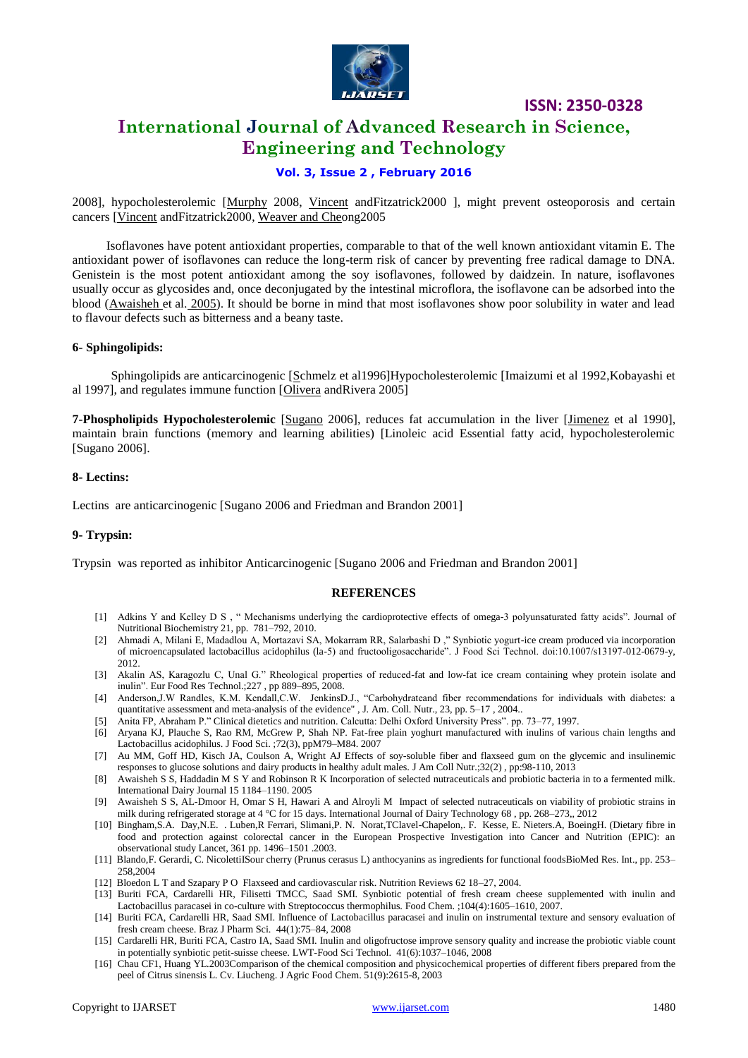2008], hypocholesterolemic [Murphy 2008, Vincent andFitzatrick2000 ], might prevent osteoporosis and certain cancers [Vincent andFitzatrick2000, Weaver and Cheong2005

Isoflavones have potent antioxidant properties, comparable to that of the well known antioxidant vitamin E. The antioxidant power of isoflavones can reduce the long-term risk of cancer by preventing free radical damage to DNA. Genistein is the most potent antioxidant among the soy isoflavones, followed by daidzein. In nature, isoflavones usually occur as glycosides and, once deconjugated by the intestinal microflora, the isoflavone can be adsorbed into the blood (Awaisheh et al. 2005). It should be borne in mind that most isoflavones show poor solubility in water and lead to flavour defects such as bitterness and a beany taste.

**6- Sphingolipids:**

Sphingolipids are anticarcinogenic [Schmelz et al1996]Hypocholesterolemic [Imaizumi et al 1992,Kobayashi et al 1997], and regulates immune function [Olivera andRivera 2005]

**7-Phospholipids Hypocholesterolemic** [Sugano 2006], reduces fat accumulation in the liver [Jimenez et al 1990], maintain brain functions (memory and learning abilities) [Linoleic acid Essential fatty acid, hypocholesterolemic [Sugano 2006].

**8- Lectins:**

Lectins are anticarcinogenic [Sugano 2006 and Friedman and Brandon 2001]

**9- Trypsin:**

Trypsin was reported as inhibitor Anticarcinogenic [Sugano 2006 and Friedman and Brandon 2001]

## REFERENCES

[1] Adkins Y and Kelley D S , " Mechanisms underlying the cardioprotective effects of omega-3 polyunsaturated fatty acids". Journal of Nutritional Biochemistry 21, pp. 781–792, 2010.

[2] Ahmadi A, Milani E, Madadlou A, Mortazavi SA, Mokarram RR, Salarbashi D ," Synbiotic yogurt-ice cream produced via incorporation of microencapsulated lactobacillus acidophilus (la-5) and fructooligosaccharide". J Food Sci Technol. doi:10.1007/s13197-012-0679-y, 2012.

[3] Akalin AS, Karagozlu C, Unal G." Rheological properties of reduced-fat and low-fat ice cream containing whey protein isolate and inulin". Eur Food Res Technol.;227 , pp 889–895, 2008.

[4] Anderson,J.W Randles, K.M. Kendall,C.W. JenkinsD.J., "Carbohydrateand fiber recommendations for individuals with diabetes: a quantitative assessment and meta-analysis of the evidence" , J. Am. Coll. Nutr., 23, pp. 5–17 , 2004..

[5] Anita FP, Abraham P." Clinical dietetics and nutrition. Calcutta: Delhi Oxford University Press". pp. 73–77, 1997.

[6] Aryana KJ, Plauche S, Rao RM, McGrew P, Shah NP. Fat-free plain yoghurt manufactured with inulins of various chain lengths and Lactobacillus acidophilus. J Food Sci. ;72(3), ppM79–M84. 2007

[7] Au MM, Goff HD, Kisch JA, Coulson A, Wright AJ Effects of soy-soluble fiber and flaxseed gum on the glycemic and insulinemic responses to glucose solutions and dairy products in healthy adult males. J Am Coll Nutr.;32(2) , pp:98-110, 2013

[8] Awaisheh S S, Haddadin M S Y and Robinson R K Incorporation of selected nutraceuticals and probiotic bacteria in to a fermented milk. International Dairy Journal 15 1184–1190. 2005

[9] Awaisheh S S, AL-Dmoor H, Omar S H, Hawari A and Alroyli M Impact of selected nutraceuticals on viability of probiotic strains in milk during refrigerated storage at 4 °C for 15 days. International Journal of Dairy Technology 68 , pp. 268–273,, 2012

[10] Bingham,S.A. Day,N.E. . Luben,R Ferrari, Slimani,P. N. Norat,TClavel-Chapelon,. F. Kesse, E. Nieters.A, BoeingH. (Dietary fibre in food and protection against colorectal cancer in the European Prospective Investigation into Cancer and Nutrition (EPIC): an observational study Lancet, 361 pp. 1496–1501 .2003.

[11] Blando,F. Gerardi, C. NicolettiISour cherry (Prunus cerasus L) anthocyanins as ingredients for functional foodsBioMed Res. Int., pp. 253–258,2004

[12] Bloedon L T and Szapary P O Flaxseed and cardiovascular risk. Nutrition Reviews 62 18–27, 2004.

[13] Buriti FCA, Cardarelli HR, Filisetti TMCC, Saad SMI. Synbiotic potential of fresh cream cheese supplemented with inulin and Lactobacillus paracasei in co-culture with Streptococcus thermophilus. Food Chem. ;104(4):1605–1610, 2007.

[14] Buriti FCA, Cardarelli HR, Saad SMI. Influence of Lactobacillus paracasei and inulin on instrumental texture and sensory evaluation of fresh cream cheese. Braz J Pharm Sci. 44(1):75–84, 2008

[15] Cardarelli HR, Buriti FCA, Castro IA, Saad SMI. Inulin and oligofructose improve sensory quality and increase the probiotic viable count in potentially synbiotic petit-suisse cheese. LWT-Food Sci Technol. 41(6):1037–1046, 2008

[16] Chau CF1, Huang YL.2003Comparison of the chemical composition and physicochemical properties of different fibers prepared from the peel of Citrus sinensis L. Cv. Liucheng. J Agric Food Chem. 51(9):2615-8, 2003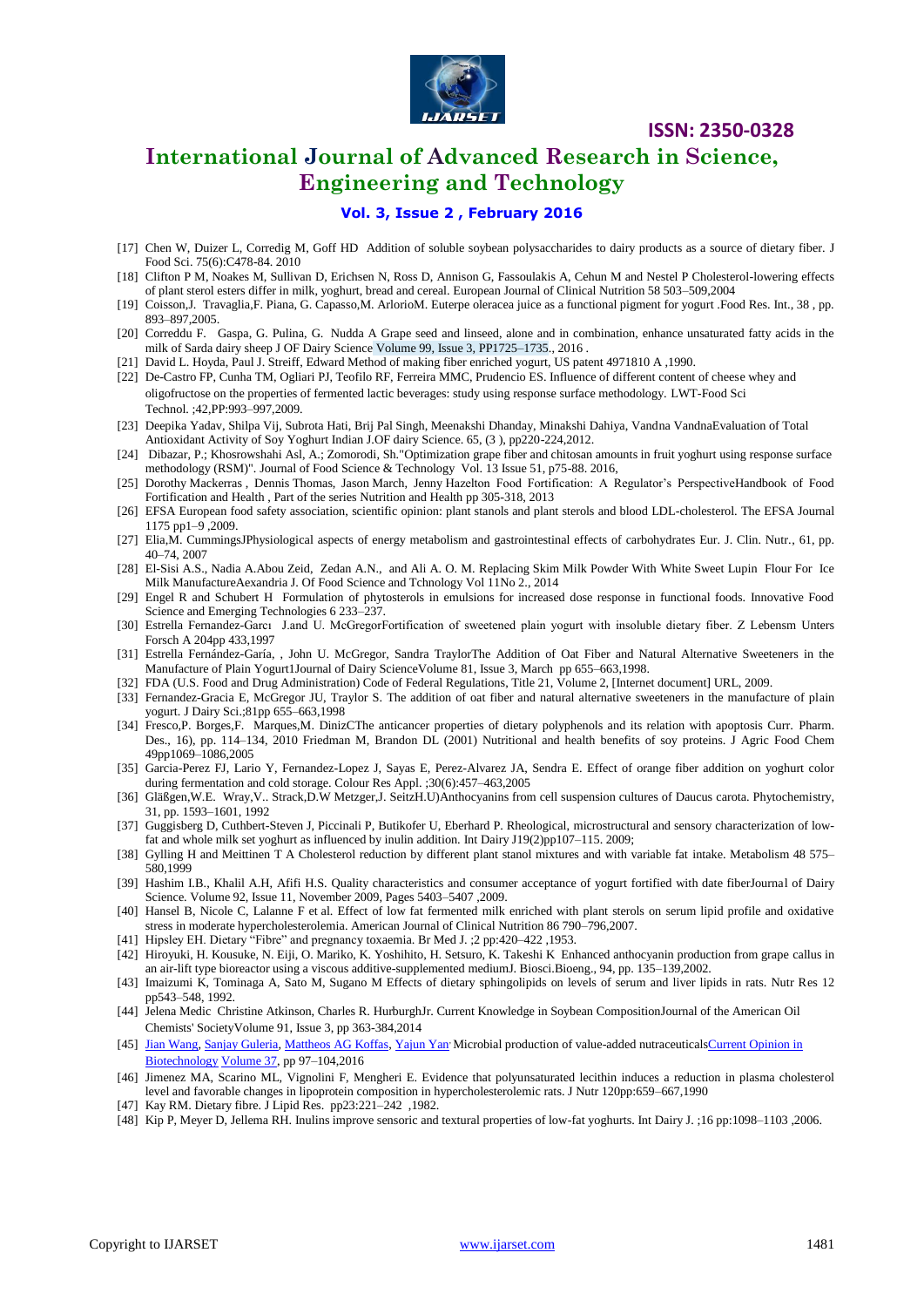[17] Chen W, Duizer L, Corredig M, Goff HD Addition of soluble soybean polysaccharides to dairy products as a source of dietary fiber. J Food Sci. 75(6):C478-84. 2010

[18] Clifton P M, Noakes M, Sullivan D, Erichsen N, Ross D, Annison G, Fassoulakis A, Cehun M and Nestel P Cholesterol-lowering effects of plant sterol esters differ in milk, yoghurt, bread and cereal. European Journal of Clinical Nutrition 58 503–509,2004

[19] Coisson,J. Travaglia,F. Piana, G. Capasso,M. ArlorioM. Euterpe oleracea juice as a functional pigment for yogurt .Food Res. Int., 38 , pp. 893–897,2005.

[20] Correddu F. Gaspa, G. Pulina, G. Nudda A Grape seed and linseed, alone and in combination, enhance unsaturated fatty acids in the milk of Sarda dairy sheep J OF Dairy Science Volume 99, Issue 3, PP1725–1735., 2016 .

[21] David L. Hoyda, Paul J. Streiff, Edward Method of making fiber enriched yogurt, US patent 4971810 A ,1990.

[22] De-Castro FP, Cunha TM, Ogliari PJ, Teofilo RF, Ferreira MMC, Prudencio ES. Influence of different content of cheese whey and oligofructose on the properties of fermented lactic beverages: study using response surface methodology. LWT-Food Sci Technol. ;42,PP:993–997,2009.

[23] Deepika Yadav, Shilpa Vij, Subrota Hati, Brij Pal Singh, Meenakshi Dhanday, Minakshi Dahiya, Vandna VandnaEvaluation of Total Antioxidant Activity of Soy Yoghurt Indian J.OF dairy Science. 65, (3 ), pp220-224,2012.

[24] Dibazar, P.; Khosrowshahi Asl, A.; Zomorodi, Sh."Optimization grape fiber and chitosan amounts in fruit yoghurt using response surface methodology (RSM)". Journal of Food Science & Technology Vol. 13 Issue 51, p75-88. 2016,

[25] Dorothy Mackerras , Dennis Thomas, Jason March, Jenny Hazelton Food Fortification: A Regulator's PerspectiveHandbook of Food Fortification and Health , Part of the series Nutrition and Health pp 305-318, 2013

[26] EFSA European food safety association, scientific opinion: plant stanols and plant sterols and blood LDL-cholesterol. The EFSA Journal 1175 pp1–9 ,2009.

[27] Elia,M. CummingsJPhysiological aspects of energy metabolism and gastrointestinal effects of carbohydrates Eur. J. Clin. Nutr., 61, pp. 40–74, 2007

[28] El-Sisi A.S., Nadia A.Abou Zeid, Zedan A.N., and Ali A. O. M. Replacing Skim Milk Powder With White Sweet Lupin Flour For Ice Milk ManufactureAexandria J. Of Food Science and Tchnology Vol 11No 2., 2014

[29] Engel R and Schubert H Formulation of phytosterols in emulsions for increased dose response in functional foods. Innovative Food Science and Emerging Technologies 6 233–237.

[30] Estrella Fernandez-Garcı J.and U. McGregorFortification of sweetened plain yogurt with insoluble dietary fiber. Z Lebensm Unters Forsch A 204pp 433,1997

[31] Estrella Fernández-Garía, , John U. McGregor, Sandra TraylorThe Addition of Oat Fiber and Natural Alternative Sweeteners in the Manufacture of Plain Yogurt1Journal of Dairy ScienceVolume 81, Issue 3, March pp 655–663,1998.

[32] FDA (U.S. Food and Drug Administration) Code of Federal Regulations, Title 21, Volume 2, [Internet document] URL, 2009.

[33] Fernandez-Gracia E, McGregor JU, Traylor S. The addition of oat fiber and natural alternative sweeteners in the manufacture of plain yogurt. J Dairy Sci.;81pp 655–663,1998

[34] Fresco,P. Borges,F. Marques,M. DinizCThe anticancer properties of dietary polyphenols and its relation with apoptosis Curr. Pharm. Des., 16), pp. 114–134, 2010 Friedman M, Brandon DL (2001) Nutritional and health benefits of soy proteins. J Agric Food Chem 49pp1069–1086,2005

[35] Garcia-Perez FJ, Lario Y, Fernandez-Lopez J, Sayas E, Perez-Alvarez JA, Sendra E. Effect of orange fiber addition on yoghurt color during fermentation and cold storage. Colour Res Appl. ;30(6):457–463,2005

[36] Gläßgen,W.E. Wray,V.. Strack,D.W Metzger,J. SeitzH.U)Anthocyanins from cell suspension cultures of Daucus carota. Phytochemistry, 31, pp. 1593–1601, 1992

[37] Guggisberg D, Cuthbert-Steven J, Piccinali P, Butikofer U, Eberhard P. Rheological, microstructural and sensory characterization of low-fat and whole milk set yoghurt as influenced by inulin addition. Int Dairy J19(2)pp107–115. 2009;

[38] Gylling H and Meittinen T A Cholesterol reduction by different plant stanol mixtures and with variable fat intake. Metabolism 48 575–580,1999

[39] Hashim I.B., Khalil A.H, Afifi H.S. Quality characteristics and consumer acceptance of yogurt fortified with date fiberJournal of Dairy Science. Volume 92, Issue 11, November 2009, Pages 5403–5407 ,2009.

[40] Hansel B, Nicole C, Lalanne F et al. Effect of low fat fermented milk enriched with plant sterols on serum lipid profile and oxidative stress in moderate hypercholesterolemia. American Journal of Clinical Nutrition 86 790–796,2007.

[41] Hipsley EH. Dietary "Fibre" and pregnancy toxaemia. Br Med J. ;2 pp:420–422 ,1953.

[42] Hiroyuki, H. Kousuke, N. Eiji, O. Mariko, K. Yoshihito, H. Setsuro, K. Takeshi K Enhanced anthocyanin production from grape callus in an air-lift type bioreactor using a viscous additive-supplemented mediumJ. Biosci.Bioeng., 94, pp. 135–139,2002.

[43] Imaizumi K, Tominaga A, Sato M, Sugano M Effects of dietary sphingolipids on levels of serum and liver lipids in rats. Nutr Res 12 pp543–548, 1992.

[44] Jelena Medic Christine Atkinson, Charles R. HurburghJr. Current Knowledge in Soybean CompositionJournal of the American Oil Chemists' SocietyVolume 91, Issue 3, pp 363-384,2014

[45] Jian Wang, Sanjay Guleria, Mattheos AG Koffas, Yajun Yan, Microbial production of value-added nutraceuticalsCurrent Opinion in Biotechnology Volume 37, pp 97–104,2016

[46] Jimenez MA, Scarino ML, Vignolini F, Mengheri E. Evidence that polyunsaturated lecithin induces a reduction in plasma cholesterol level and favorable changes in lipoprotein composition in hypercholesterolemic rats. J Nutr 120pp:659–667,1990

[47] Kay RM. Dietary fibre. J Lipid Res. pp23:221–242 ,1982.

[48] Kip P, Meyer D, Jellema RH. Inulins improve sensoric and textural properties of low-fat yoghurts. Int Dairy J. ;16 pp:1098–1103 ,2006.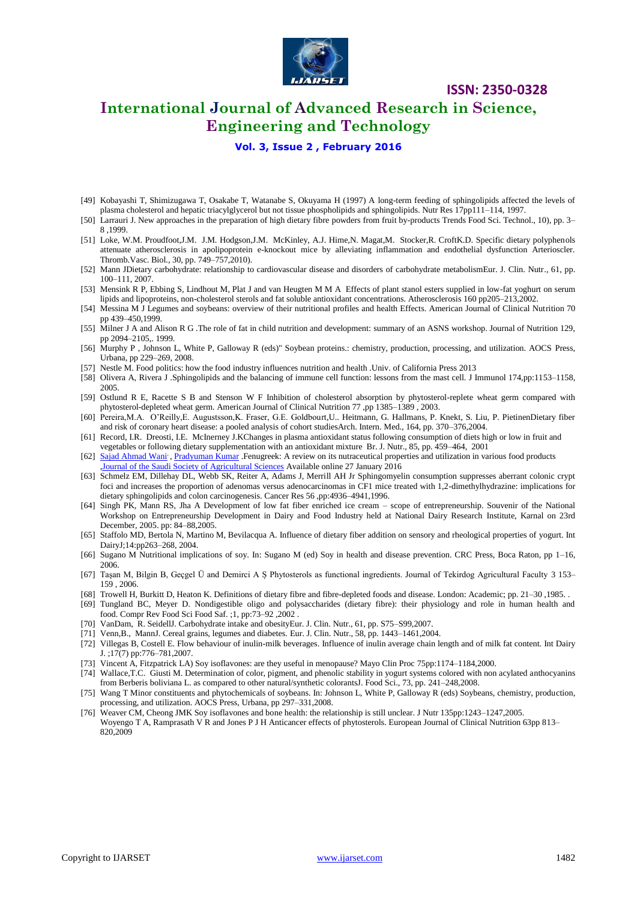[49] Kobayashi T, Shimizugawa T, Osakabe T, Watanabe S, Okuyama H (1997) A long-term feeding of sphingolipids affected the levels of plasma cholesterol and hepatic triacylglycerol but not tissue phospholipids and sphingolipids. Nutr Res 17pp111–114, 1997.

[50] Larrauri J. New approaches in the preparation of high dietary fibre powders from fruit by-products Trends Food Sci. Technol., 10), pp. 3–8 ,1999.

[51] Loke, W.M. Proudfoot,J.M. J.M. Hodgson,J.M. McKinley, A.J. Hime,N. Magat,M. Stocker,R. CroftK.D. Specific dietary polyphenols attenuate atherosclerosis in apolipoprotein e-knockout mice by alleviating inflammation and endothelial dysfunction Arterioscler. Thromb.Vasc. Biol., 30, pp. 749–757,2010).

[52] Mann JDietary carbohydrate: relationship to cardiovascular disease and disorders of carbohydrate metabolismEur. J. Clin. Nutr., 61, pp. 100–111, 2007.

[53] Mensink R P, Ebbing S, Lindhout M, Plat J and van Heugten M M A Effects of plant stanol esters supplied in low-fat yoghurt on serum lipids and lipoproteins, non-cholesterol sterols and fat soluble antioxidant concentrations. Atherosclerosis 160 pp205–213,2002.

[54] Messina M J Legumes and soybeans: overview of their nutritional profiles and health Effects. American Journal of Clinical Nutrition 70 pp 439–450,1999.

[55] Milner J A and Alison R G .The role of fat in child nutrition and development: summary of an ASNS workshop. Journal of Nutrition 129, pp 2094–2105,. 1999.

[56] Murphy P , Johnson L, White P, Galloway R (eds)" Soybean proteins.: chemistry, production, processing, and utilization. AOCS Press, Urbana, pp 229–269, 2008.

[57] Nestle M. Food politics: how the food industry influences nutrition and health .Univ. of California Press 2013

[58] Olivera A, Rivera J .Sphingolipids and the balancing of immune cell function: lessons from the mast cell. J Immunol 174,pp:1153–1158, 2005.

[59] Ostlund R E, Racette S B and Stenson W F Inhibition of cholesterol absorption by phytosterol-replete wheat germ compared with phytosterol-depleted wheat germ. American Journal of Clinical Nutrition 77 ,pp 1385–1389 , 2003.

[60] Pereira,M.A. O'Reilly,E. Augustsson,K. Fraser, G.E. Goldbourt,U.. Heitmann, G. Hallmans, P. Knekt, S. Liu, P. PietinenDietary fiber and risk of coronary heart disease: a pooled analysis of cohort studiesArch. Intern. Med., 164, pp. 370–376,2004.

[61] Record, I.R. Dreosti, I.E. McInerney J.KChanges in plasma antioxidant status following consumption of diets high or low in fruit and vegetables or following dietary supplementation with an antioxidant mixture Br. J. Nutr., 85, pp. 459–464, 2001

[62] Sajad Ahmad Wani , Pradyuman Kumar .Fenugreek: A review on its nutraceutical properties and utilization in various food products ,Journal of the Saudi Society of Agricultural Sciences Available online 27 January 2016

[63] Schmelz EM, Dillehay DL, Webb SK, Reiter A, Adams J, Merrill AH Jr Sphingomyelin consumption suppresses aberrant colonic crypt foci and increases the proportion of adenomas versus adenocarcinomas in CF1 mice treated with 1,2-dimethylhydrazine: implications for dietary sphingolipids and colon carcinogenesis. Cancer Res 56 ,pp:4936–4941,1996.

[64] Singh PK, Mann RS, Jha A Development of low fat fiber enriched ice cream – scope of entrepreneurship. Souvenir of the National Workshop on Entrepreneurship Development in Dairy and Food Industry held at National Dairy Research Institute, Karnal on 23rd December, 2005. pp: 84–88,2005.

[65] Staffolo MD, Bertola N, Martino M, Bevilacqua A. Influence of dietary fiber addition on sensory and rheological properties of yogurt. Int DairyJ;14:pp263–268, 2004.

[66] Sugano M Nutritional implications of soy. In: Sugano M (ed) Soy in health and disease prevention. CRC Press, Boca Raton, pp 1–16, 2006.

[67] Taşan M, Bilgin B, Geçgel Ü and Demirci A Ş Phytosterols as functional ingredients. Journal of Tekirdog Agricultural Faculty 3 153–159 , 2006.

[68] Trowell H, Burkitt D, Heaton K. Definitions of dietary fibre and fibre-depleted foods and disease. London: Academic; pp. 21–30 ,1985. .

[69] Tungland BC, Meyer D. Nondigestible oligo and polysaccharides (dietary fibre): their physiology and role in human health and food. Compr Rev Food Sci Food Saf. ;1, pp:73–92 ,2002 .

[70] VanDam, R. SeidellJ. Carbohydrate intake and obesityEur. J. Clin. Nutr., 61, pp. S75–S99,2007.

[71] Venn,B., MannJ. Cereal grains, legumes and diabetes. Eur. J. Clin. Nutr., 58, pp. 1443–1461,2004.

[72] Villegas B, Costell E. Flow behaviour of inulin-milk beverages. Influence of inulin average chain length and of milk fat content. Int Dairy J. ;17(7) pp:776–781,2007.

[73] Vincent A, Fitzpatrick LA) Soy isoflavones: are they useful in menopause? Mayo Clin Proc 75pp:1174–1184,2000.

[74] Wallace,T.C. Giusti M. Determination of color, pigment, and phenolic stability in yogurt systems colored with non acylated anthocyanins from Berberis boliviana L. as compared to other natural/synthetic colorantsJ. Food Sci., 73, pp. 241–248,2008.

[75] Wang T Minor constituents and phytochemicals of soybeans. In: Johnson L, White P, Galloway R (eds) Soybeans, chemistry, production, processing, and utilization. AOCS Press, Urbana, pp 297–331,2008.

[76] Weaver CM, Cheong JMK Soy isoflavones and bone health: the relationship is still unclear. J Nutr 135pp:1243–1247,2005.
Woyengo T A, Ramprasath V R and Jones P J H Anticancer effects of phytosterols. European Journal of Clinical Nutrition 63pp 813–820,2009